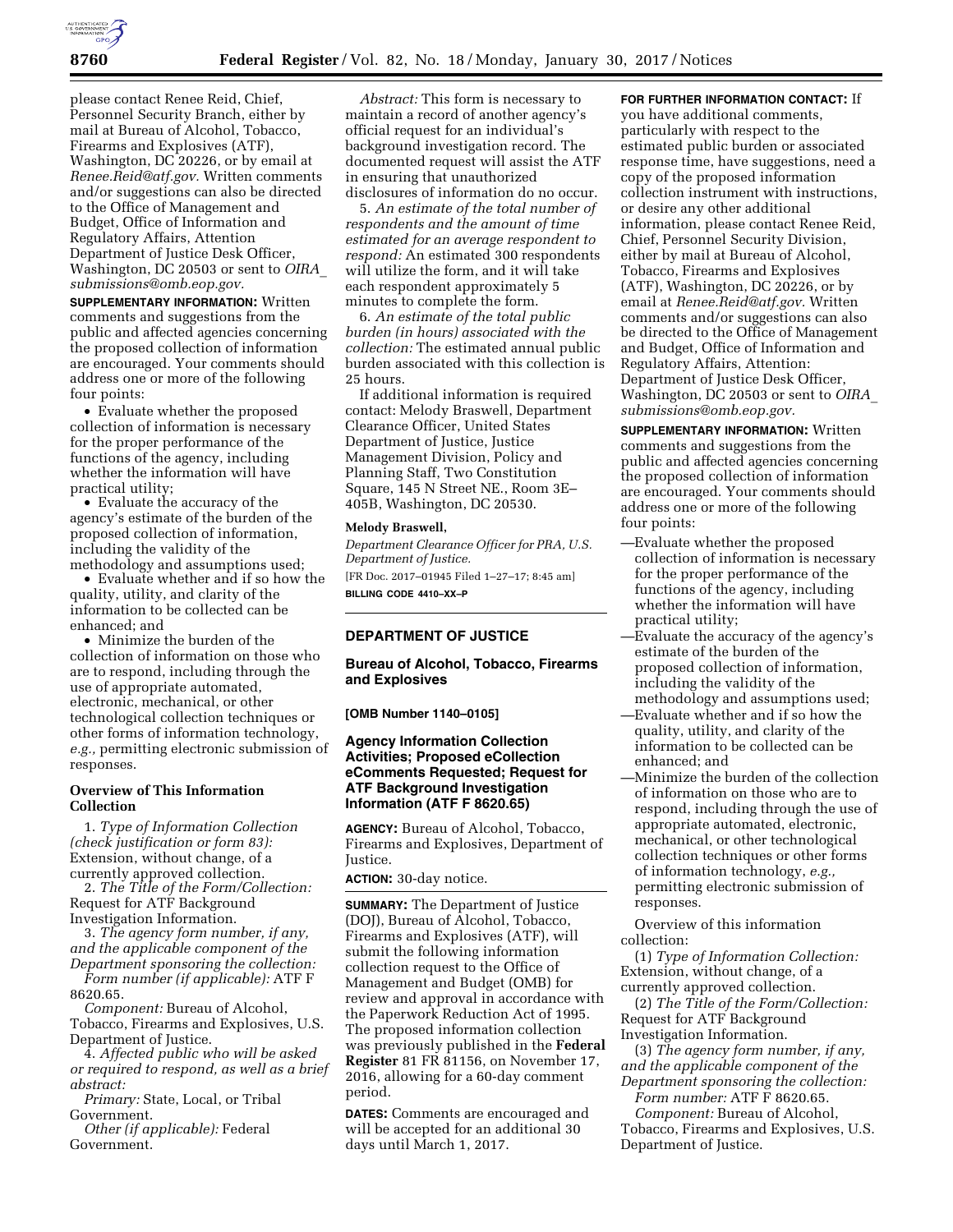please contact Renee Reid, Chief, Personnel Security Branch, either by mail at Bureau of Alcohol, Tobacco, Firearms and Explosives (ATF), Washington, DC 20226, or by email at *Renee.Reid@atf.gov.* Written comments and/or suggestions can also be directed to the Office of Management and Budget, Office of Information and Regulatory Affairs, Attention Department of Justice Desk Officer, Washington, DC 20503 or sent to *OIRA_submissions@omb.eop.gov.*

**SUPPLEMENTARY INFORMATION:** Written comments and suggestions from the public and affected agencies concerning the proposed collection of information are encouraged. Your comments should address one or more of the following four points:

- Evaluate whether the proposed collection of information is necessary for the proper performance of the functions of the agency, including whether the information will have practical utility;
- Evaluate the accuracy of the agency's estimate of the burden of the proposed collection of information, including the validity of the methodology and assumptions used;
- Evaluate whether and if so how the quality, utility, and clarity of the information to be collected can be enhanced; and
- Minimize the burden of the collection of information on those who are to respond, including through the use of appropriate automated, electronic, mechanical, or other technological collection techniques or other forms of information technology, *e.g.,* permitting electronic submission of responses.

**Overview of This Information Collection**

1. *Type of Information Collection (check justification or form 83):* Extension, without change, of a currently approved collection.

2. *The Title of the Form/Collection:* Request for ATF Background Investigation Information.

3. *The agency form number, if any, and the applicable component of the Department sponsoring the collection:*

*Form number (if applicable):* ATF F 8620.65.

*Component:* Bureau of Alcohol, Tobacco, Firearms and Explosives, U.S. Department of Justice.

4. *Affected public who will be asked or required to respond, as well as a brief abstract:*

*Primary:* State, Local, or Tribal Government.

*Other (if applicable):* Federal Government.

*Abstract:* This form is necessary to maintain a record of another agency's official request for an individual's background investigation record. The documented request will assist the ATF in ensuring that unauthorized disclosures of information do no occur.

5. *An estimate of the total number of respondents and the amount of time estimated for an average respondent to respond:* An estimated 300 respondents will utilize the form, and it will take each respondent approximately 5 minutes to complete the form.

6. *An estimate of the total public burden (in hours) associated with the collection:* The estimated annual public burden associated with this collection is 25 hours.

If additional information is required contact: Melody Braswell, Department Clearance Officer, United States Department of Justice, Justice Management Division, Policy and Planning Staff, Two Constitution Square, 145 N Street NE., Room 3E–405B, Washington, DC 20530.

**Melody Braswell,**

*Department Clearance Officer for PRA, U.S. Department of Justice.*

[FR Doc. 2017–01945 Filed 1–27–17; 8:45 am]

**BILLING CODE 4410–XX–P**

## DEPARTMENT OF JUSTICE

### Bureau of Alcohol, Tobacco, Firearms and Explosives

**[OMB Number 1140–0105]**

### Agency Information Collection Activities; Proposed eCollection eComments Requested; Request for ATF Background Investigation Information (ATF F 8620.65)

**AGENCY:** Bureau of Alcohol, Tobacco, Firearms and Explosives, Department of Justice.

**ACTION:** 30-day notice.

**SUMMARY:** The Department of Justice (DOJ), Bureau of Alcohol, Tobacco, Firearms and Explosives (ATF), will submit the following information collection request to the Office of Management and Budget (OMB) for review and approval in accordance with the Paperwork Reduction Act of 1995. The proposed information collection was previously published in the **Federal Register** 81 FR 81156, on November 17, 2016, allowing for a 60-day comment period.

**DATES:** Comments are encouraged and will be accepted for an additional 30 days until March 1, 2017.

**FOR FURTHER INFORMATION CONTACT:** If you have additional comments, particularly with respect to the estimated public burden or associated response time, have suggestions, need a copy of the proposed information collection instrument with instructions, or desire any other additional information, please contact Renee Reid, Chief, Personnel Security Division, either by mail at Bureau of Alcohol, Tobacco, Firearms and Explosives (ATF), Washington, DC 20226, or by email at *Renee.Reid@atf.gov.* Written comments and/or suggestions can also be directed to the Office of Management and Budget, Office of Information and Regulatory Affairs, Attention: Department of Justice Desk Officer, Washington, DC 20503 or sent to *OIRA_submissions@omb.eop.gov.*

**SUPPLEMENTARY INFORMATION:** Written comments and suggestions from the public and affected agencies concerning the proposed collection of information are encouraged. Your comments should address one or more of the following four points:

—Evaluate whether the proposed collection of information is necessary for the proper performance of the functions of the agency, including whether the information will have practical utility;

—Evaluate the accuracy of the agency's estimate of the burden of the proposed collection of information, including the validity of the methodology and assumptions used;

—Evaluate whether and if so how the quality, utility, and clarity of the information to be collected can be enhanced; and

—Minimize the burden of the collection of information on those who are to respond, including through the use of appropriate automated, electronic, mechanical, or other technological collection techniques or other forms of information technology, *e.g.,* permitting electronic submission of responses.

Overview of this information collection:

(1) *Type of Information Collection:* Extension, without change, of a currently approved collection.

(2) *The Title of the Form/Collection:* Request for ATF Background Investigation Information.

(3) *The agency form number, if any, and the applicable component of the Department sponsoring the collection:*

*Form number:* ATF F 8620.65.

*Component:* Bureau of Alcohol, Tobacco, Firearms and Explosives, U.S. Department of Justice.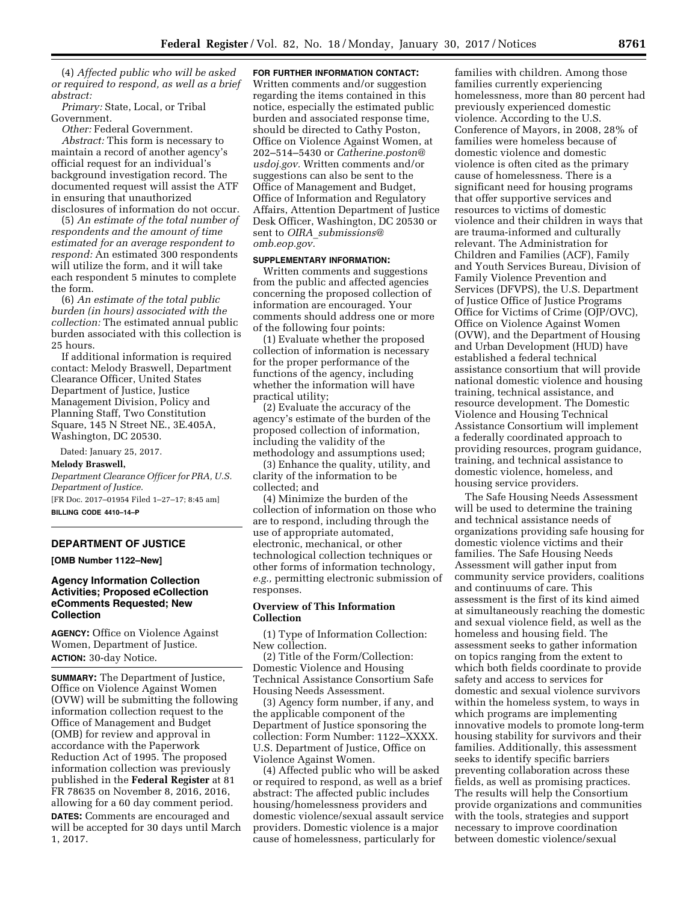(4) *Affected public who will be asked or required to respond, as well as a brief abstract:*

*Primary:* State, Local, or Tribal Government.

*Other:* Federal Government.

*Abstract:* This form is necessary to maintain a record of another agency's official request for an individual's background investigation record. The documented request will assist the ATF in ensuring that unauthorized disclosures of information do not occur.

(5) *An estimate of the total number of respondents and the amount of time estimated for an average respondent to respond:* An estimated 300 respondents will utilize the form, and it will take each respondent 5 minutes to complete the form.

(6) *An estimate of the total public burden (in hours) associated with the collection:* The estimated annual public burden associated with this collection is 25 hours.

If additional information is required contact: Melody Braswell, Department Clearance Officer, United States Department of Justice, Justice Management Division, Policy and Planning Staff, Two Constitution Square, 145 N Street NE., 3E.405A, Washington, DC 20530.

Dated: January 25, 2017.

**Melody Braswell,**

*Department Clearance Officer for PRA, U.S. Department of Justice.*

[FR Doc. 2017–01954 Filed 1–27–17; 8:45 am]

**BILLING CODE 4410–14–P**

## DEPARTMENT OF JUSTICE

**[OMB Number 1122–New]**

### Agency Information Collection Activities; Proposed eCollection eComments Requested; New Collection

**AGENCY:** Office on Violence Against Women, Department of Justice.

**ACTION:** 30-day Notice.

**SUMMARY:** The Department of Justice, Office on Violence Against Women (OVW) will be submitting the following information collection request to the Office of Management and Budget (OMB) for review and approval in accordance with the Paperwork Reduction Act of 1995. The proposed information collection was previously published in the **Federal Register** at 81 FR 78635 on November 8, 2016, 2016, allowing for a 60 day comment period.

**DATES:** Comments are encouraged and will be accepted for 30 days until March 1, 2017.

**FOR FURTHER INFORMATION CONTACT:** Written comments and/or suggestion regarding the items contained in this notice, especially the estimated public burden and associated response time, should be directed to Cathy Poston, Office on Violence Against Women, at 202–514–5430 or *Catherine.poston@usdoj.gov.* Written comments and/or suggestions can also be sent to the Office of Management and Budget, Office of Information and Regulatory Affairs, Attention Department of Justice Desk Officer, Washington, DC 20530 or sent to *OIRA_submissions@omb.eop.gov.*

**SUPPLEMENTARY INFORMATION:**

Written comments and suggestions from the public and affected agencies concerning the proposed collection of information are encouraged. Your comments should address one or more of the following four points:

(1) Evaluate whether the proposed collection of information is necessary for the proper performance of the functions of the agency, including whether the information will have practical utility;

(2) Evaluate the accuracy of the agency's estimate of the burden of the proposed collection of information, including the validity of the methodology and assumptions used;

(3) Enhance the quality, utility, and clarity of the information to be collected; and

(4) Minimize the burden of the collection of information on those who are to respond, including through the use of appropriate automated, electronic, mechanical, or other technological collection techniques or other forms of information technology, *e.g.,* permitting electronic submission of responses.

### Overview of This Information Collection

(1) Type of Information Collection: New collection.

(2) Title of the Form/Collection: Domestic Violence and Housing Technical Assistance Consortium Safe Housing Needs Assessment.

(3) Agency form number, if any, and the applicable component of the Department of Justice sponsoring the collection: Form Number: 1122–XXXX. U.S. Department of Justice, Office on Violence Against Women.

(4) Affected public who will be asked or required to respond, as well as a brief abstract: The affected public includes housing/homelessness providers and domestic violence/sexual assault service providers. Domestic violence is a major cause of homelessness, particularly for families with children. Among those families currently experiencing homelessness, more than 80 percent had previously experienced domestic violence. According to the U.S. Conference of Mayors, in 2008, 28% of families were homeless because of domestic violence and domestic violence is often cited as the primary cause of homelessness. There is a significant need for housing programs that offer supportive services and resources to victims of domestic violence and their children in ways that are trauma-informed and culturally relevant. The Administration for Children and Families (ACF), Family and Youth Services Bureau, Division of Family Violence Prevention and Services (DFVPS), the U.S. Department of Justice Office of Justice Programs Office for Victims of Crime (OJP/OVC), Office on Violence Against Women (OVW), and the Department of Housing and Urban Development (HUD) have established a federal technical assistance consortium that will provide national domestic violence and housing training, technical assistance, and resource development. The Domestic Violence and Housing Technical Assistance Consortium will implement a federally coordinated approach to providing resources, program guidance, training, and technical assistance to domestic violence, homeless, and housing service providers.

The Safe Housing Needs Assessment will be used to determine the training and technical assistance needs of organizations providing safe housing for domestic violence victims and their families. The Safe Housing Needs Assessment will gather input from community service providers, coalitions and continuums of care. This assessment is the first of its kind aimed at simultaneously reaching the domestic and sexual violence field, as well as the homeless and housing field. The assessment seeks to gather information on topics ranging from the extent to which both fields coordinate to provide safety and access to services for domestic and sexual violence survivors within the homeless system, to ways in which programs are implementing innovative models to promote long-term housing stability for survivors and their families. Additionally, this assessment seeks to identify specific barriers preventing collaboration across these fields, as well as promising practices. The results will help the Consortium provide organizations and communities with the tools, strategies and support necessary to improve coordination between domestic violence/sexual